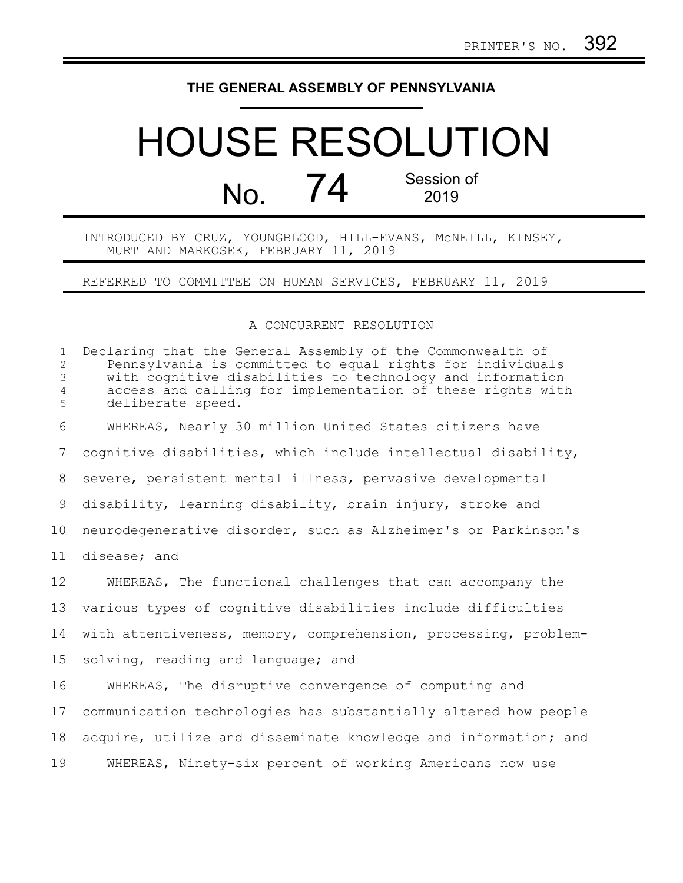PRINTER'S NO. 392

# THE GENERAL ASSEMBLY OF PENNSYLVANIA

# HOUSE RESOLUTION

## No. 74 Session of 2019

INTRODUCED BY CRUZ, YOUNGBLOOD, HILL-EVANS, McNEILL, KINSEY, MURT AND MARKOSEK, FEBRUARY 11, 2019

REFERRED TO COMMITTEE ON HUMAN SERVICES, FEBRUARY 11, 2019

A CONCURRENT RESOLUTION

Declaring that the General Assembly of the Commonwealth of Pennsylvania is committed to equal rights for individuals with cognitive disabilities to technology and information access and calling for implementation of these rights with deliberate speed.

WHEREAS, Nearly 30 million United States citizens have cognitive disabilities, which include intellectual disability, severe, persistent mental illness, pervasive developmental disability, learning disability, brain injury, stroke and neurodegenerative disorder, such as Alzheimer's or Parkinson's disease; and

WHEREAS, The functional challenges that can accompany the various types of cognitive disabilities include difficulties with attentiveness, memory, comprehension, processing, problem-solving, reading and language; and

WHEREAS, The disruptive convergence of computing and communication technologies has substantially altered how people acquire, utilize and disseminate knowledge and information; and

WHEREAS, Ninety-six percent of working Americans now use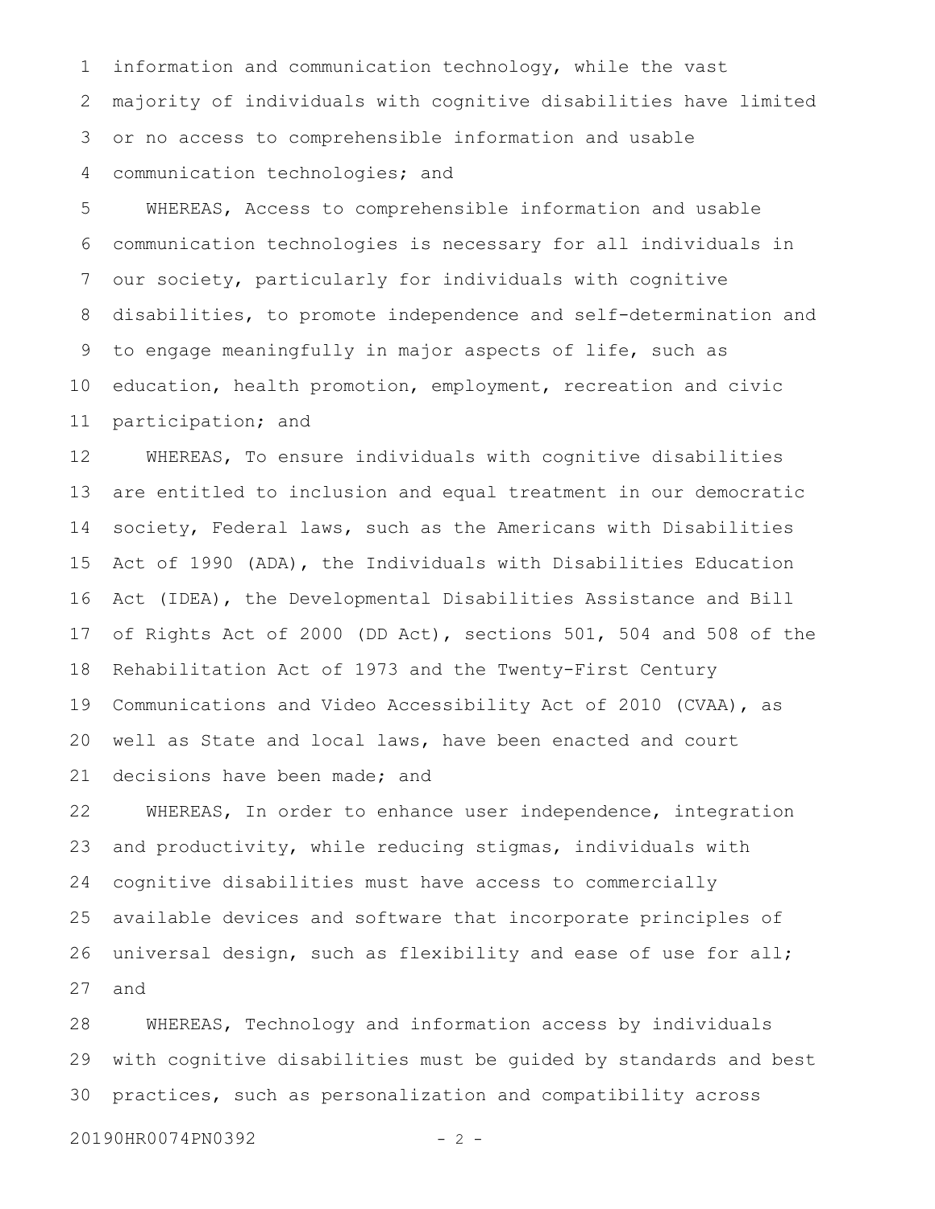information and communication technology, while the vast majority of individuals with cognitive disabilities have limited or no access to comprehensible information and usable communication technologies; and

WHEREAS, Access to comprehensible information and usable communication technologies is necessary for all individuals in our society, particularly for individuals with cognitive disabilities, to promote independence and self-determination and to engage meaningfully in major aspects of life, such as education, health promotion, employment, recreation and civic participation; and

WHEREAS, To ensure individuals with cognitive disabilities are entitled to inclusion and equal treatment in our democratic society, Federal laws, such as the Americans with Disabilities Act of 1990 (ADA), the Individuals with Disabilities Education Act (IDEA), the Developmental Disabilities Assistance and Bill of Rights Act of 2000 (DD Act), sections 501, 504 and 508 of the Rehabilitation Act of 1973 and the Twenty-First Century Communications and Video Accessibility Act of 2010 (CVAA), as well as State and local laws, have been enacted and court decisions have been made; and

WHEREAS, In order to enhance user independence, integration and productivity, while reducing stigmas, individuals with cognitive disabilities must have access to commercially available devices and software that incorporate principles of universal design, such as flexibility and ease of use for all; and

WHEREAS, Technology and information access by individuals with cognitive disabilities must be guided by standards and best practices, such as personalization and compatibility across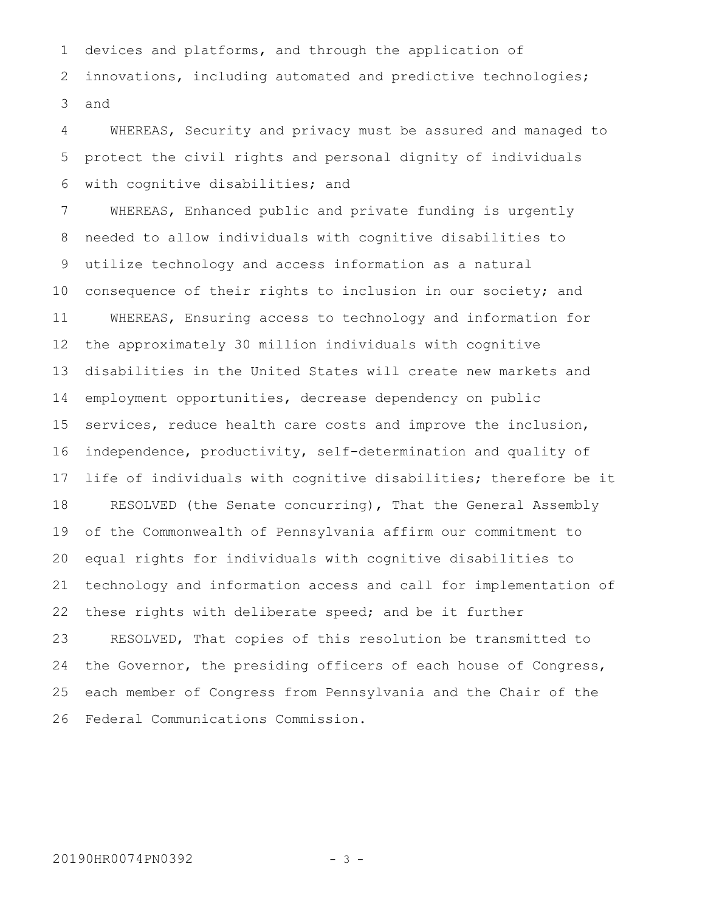devices and platforms, and through the application of innovations, including automated and predictive technologies; and

WHEREAS, Security and privacy must be assured and managed to protect the civil rights and personal dignity of individuals with cognitive disabilities; and

WHEREAS, Enhanced public and private funding is urgently needed to allow individuals with cognitive disabilities to utilize technology and access information as a natural consequence of their rights to inclusion in our society; and

WHEREAS, Ensuring access to technology and information for the approximately 30 million individuals with cognitive disabilities in the United States will create new markets and employment opportunities, decrease dependency on public services, reduce health care costs and improve the inclusion, independence, productivity, self-determination and quality of life of individuals with cognitive disabilities; therefore be it

RESOLVED (the Senate concurring), That the General Assembly of the Commonwealth of Pennsylvania affirm our commitment to equal rights for individuals with cognitive disabilities to technology and information access and call for implementation of these rights with deliberate speed; and be it further

RESOLVED, That copies of this resolution be transmitted to the Governor, the presiding officers of each house of Congress, each member of Congress from Pennsylvania and the Chair of the Federal Communications Commission.